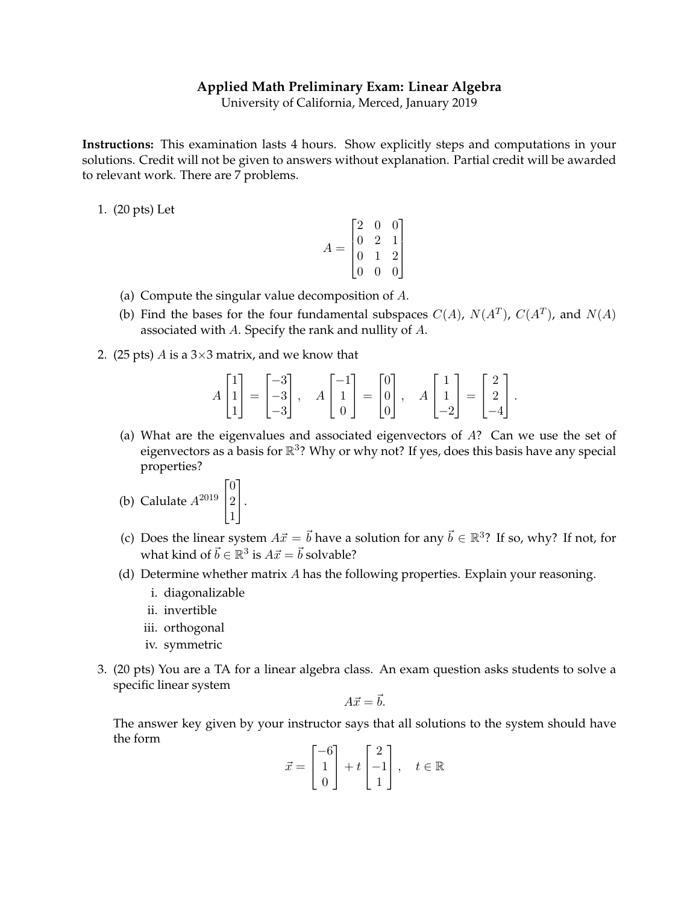# Applied Math Preliminary Exam: Linear Algebra

University of California, Merced, January 2019

**Instructions:** This examination lasts 4 hours. Show explicitly steps and computations in your solutions. Credit will not be given to answers without explanation. Partial credit will be awarded to relevant work. There are 7 problems.

1. (20 pts) Let

$$A = \begin{bmatrix} 2 & 0 & 0 \\ 0 & 2 & 1 \\ 0 & 1 & 2 \\ 0 & 0 & 0 \end{bmatrix}$$

   (a) Compute the singular value decomposition of $A$.

   (b) Find the bases for the four fundamental subspaces $C(A)$, $N(A^T)$, $C(A^T)$, and $N(A)$ associated with $A$. Specify the rank and nullity of $A$.

2. (25 pts) $A$ is a 3×3 matrix, and we know that

$$A\begin{bmatrix} 1 \\ 1 \\ 1 \end{bmatrix} = \begin{bmatrix} -3 \\ -3 \\ -3 \end{bmatrix}, \quad A\begin{bmatrix} -1 \\ 1 \\ 0 \end{bmatrix} = \begin{bmatrix} 0 \\ 0 \\ 0 \end{bmatrix}, \quad A\begin{bmatrix} 1 \\ 1 \\ -2 \end{bmatrix} = \begin{bmatrix} 2 \\ 2 \\ -4 \end{bmatrix}.$$

   (a) What are the eigenvalues and associated eigenvectors of $A$? Can we use the set of eigenvectors as a basis for $\mathbb{R}^3$? Why or why not? If yes, does this basis have any special properties?

   (b) Calulate $A^{2019}\begin{bmatrix} 0 \\ 2 \\ 1 \end{bmatrix}$.

   (c) Does the linear system $A\vec{x} = \vec{b}$ have a solution for any $\vec{b} \in \mathbb{R}^3$? If so, why? If not, for what kind of $\vec{b} \in \mathbb{R}^3$ is $A\vec{x} = \vec{b}$ solvable?

   (d) Determine whether matrix $A$ has the following properties. Explain your reasoning.

      i. diagonalizable

      ii. invertible

      iii. orthogonal

      iv. symmetric

3. (20 pts) You are a TA for a linear algebra class. An exam question asks students to solve a specific linear system

$$A\vec{x} = \vec{b}.$$

   The answer key given by your instructor says that all solutions to the system should have the form

$$\vec{x} = \begin{bmatrix} -6 \\ 1 \\ 0 \end{bmatrix} + t\begin{bmatrix} 2 \\ -1 \\ 1 \end{bmatrix}, \quad t \in \mathbb{R}$$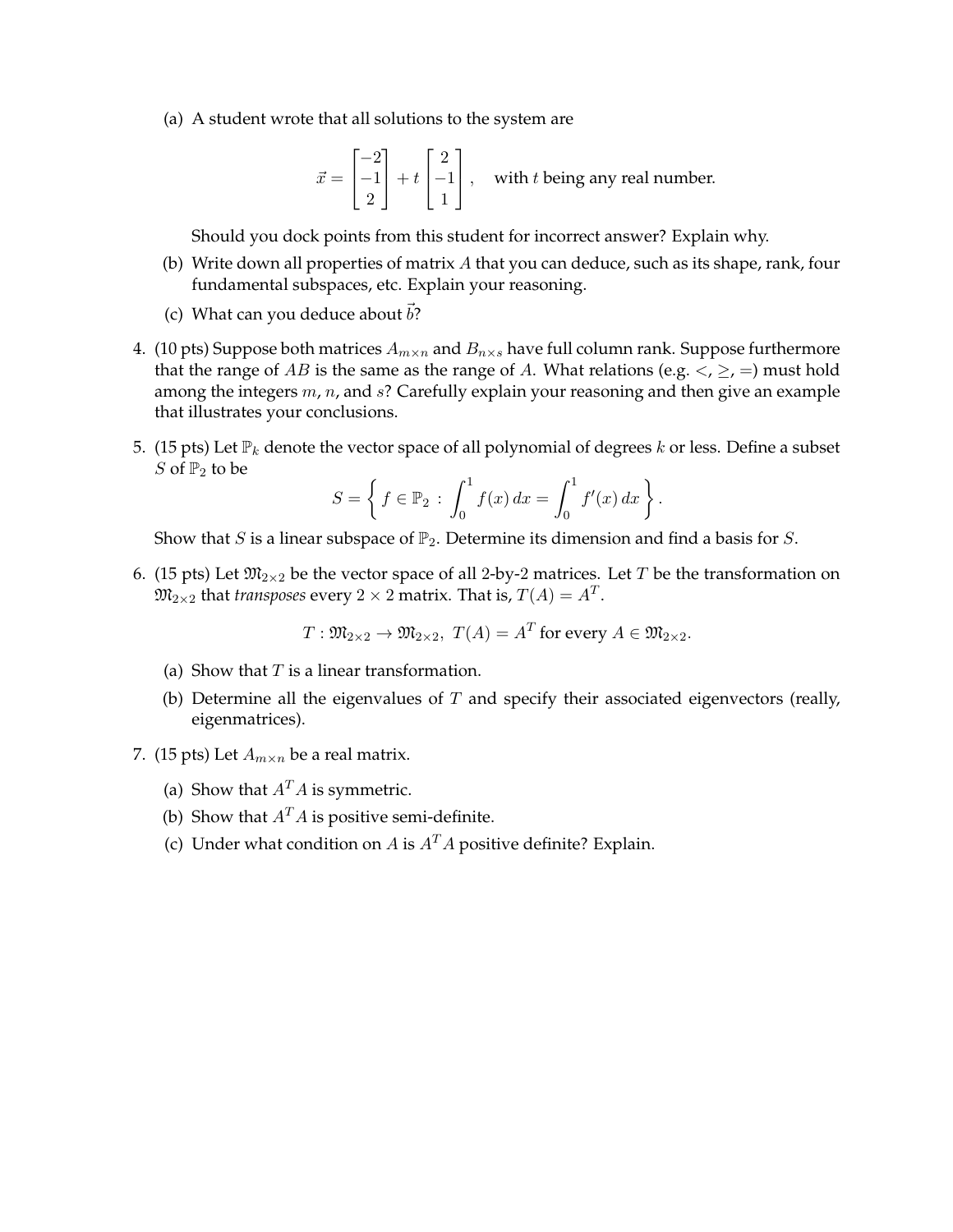(a) A student wrote that all solutions to the system are

$$\vec{x} = \begin{bmatrix} -2 \\ -1 \\ 2 \end{bmatrix} + t \begin{bmatrix} 2 \\ -1 \\ 1 \end{bmatrix}, \quad \text{with } t \text{ being any real number.}$$

Should you dock points from this student for incorrect answer? Explain why.

(b) Write down all properties of matrix $A$ that you can deduce, such as its shape, rank, four fundamental subspaces, etc. Explain your reasoning.

(c) What can you deduce about $\vec{b}$?

4. (10 pts) Suppose both matrices $A_{m\times n}$ and $B_{n\times s}$ have full column rank. Suppose furthermore that the range of $AB$ is the same as the range of $A$. What relations (e.g. $<, \geq, =$) must hold among the integers $m$, $n$, and $s$? Carefully explain your reasoning and then give an example that illustrates your conclusions.

5. (15 pts) Let $\mathbb{P}_k$ denote the vector space of all polynomial of degrees $k$ or less. Define a subset $S$ of $\mathbb{P}_2$ to be

$$S = \left\{ f \in \mathbb{P}_2 : \int_0^1 f(x)\,dx = \int_0^1 f'(x)\,dx \right\}.$$

Show that $S$ is a linear subspace of $\mathbb{P}_2$. Determine its dimension and find a basis for $S$.

6. (15 pts) Let $\mathfrak{M}_{2\times 2}$ be the vector space of all 2-by-2 matrices. Let $T$ be the transformation on $\mathfrak{M}_{2\times 2}$ that *transposes* every $2 \times 2$ matrix. That is, $T(A) = A^T$.

$$T : \mathfrak{M}_{2\times 2} \to \mathfrak{M}_{2\times 2},\ T(A) = A^T \text{ for every } A \in \mathfrak{M}_{2\times 2}.$$

(a) Show that $T$ is a linear transformation.

(b) Determine all the eigenvalues of $T$ and specify their associated eigenvectors (really, eigenmatrices).

7. (15 pts) Let $A_{m\times n}$ be a real matrix.

(a) Show that $A^T A$ is symmetric.

(b) Show that $A^T A$ is positive semi-definite.

(c) Under what condition on $A$ is $A^T A$ positive definite? Explain.